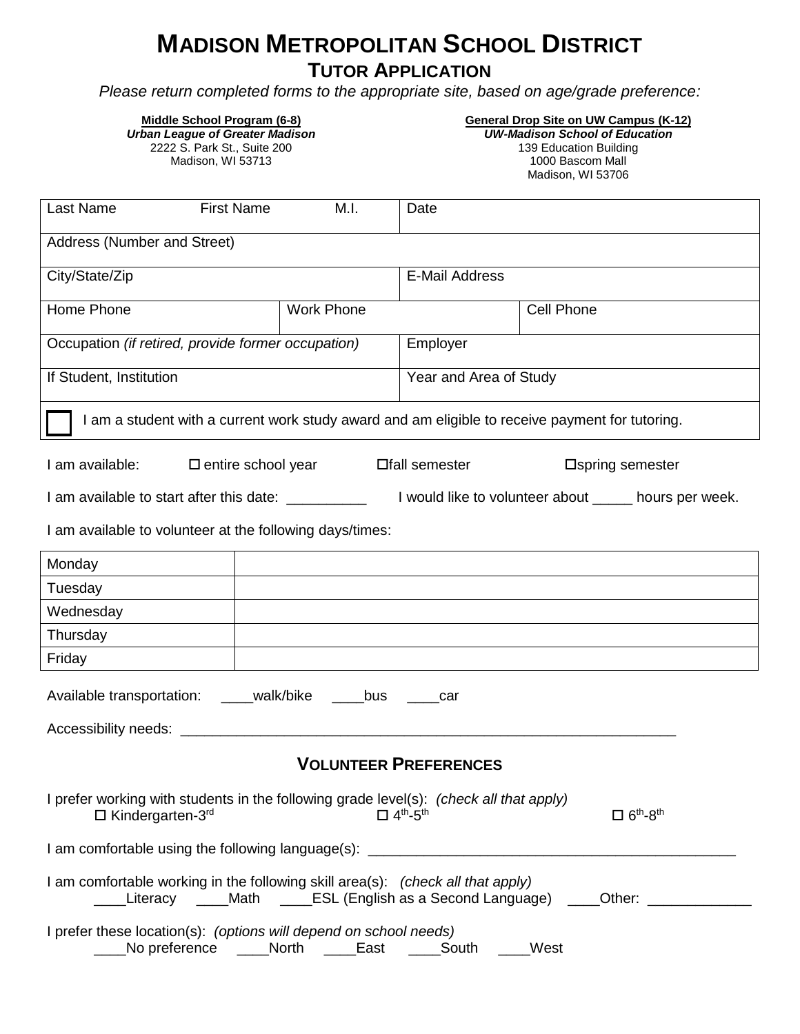# MADISON METROPOLITAN SCHOOL DISTRICT

## TUTOR APPLICATION

*Please return completed forms to the appropriate site, based on age/grade preference:*

**Middle School Program (6-8)**
***Urban League of Greater Madison***
2222 S. Park St., Suite 200
Madison, WI 53713

**General Drop Site on UW Campus (K-12)**
***UW-Madison School of Education***
139 Education Building
1000 Bascom Mall
Madison, WI 53706

| Last Name First Name M.I. | | Date | |
|---|---|---|---|
| Address (Number and Street) | | | |
| City/State/Zip | | E-Mail Address | |
| Home Phone | Work Phone | | Cell Phone |
| Occupation *(if retired, provide former occupation)* | | Employer | |
| If Student, Institution | | Year and Area of Study | |
| ☐ I am a student with a current work study award and am eligible to receive payment for tutoring. | | | |

I am available: ☐ entire school year ☐fall semester ☐spring semester

I am available to start after this date: __________ I would like to volunteer about _____ hours per week.

I am available to volunteer at the following days/times:

| Monday | |
|---|---|
| Tuesday | |
| Wednesday | |
| Thursday | |
| Friday | |

Available transportation: ____walk/bike ____bus ____car

Accessibility needs: ______________________________________________________________

## VOLUNTEER PREFERENCES

I prefer working with students in the following grade level(s): *(check all that apply)*
☐ Kindergarten-3rd ☐ 4th-5th ☐ 6th-8th

I am comfortable using the following language(s): ______________________________________________

I am comfortable working in the following skill area(s): *(check all that apply)*
____Literacy ____Math ____ESL (English as a Second Language) ____Other: _____________

I prefer these location(s): *(options will depend on school needs)*
____No preference ____North ____East ____South ____West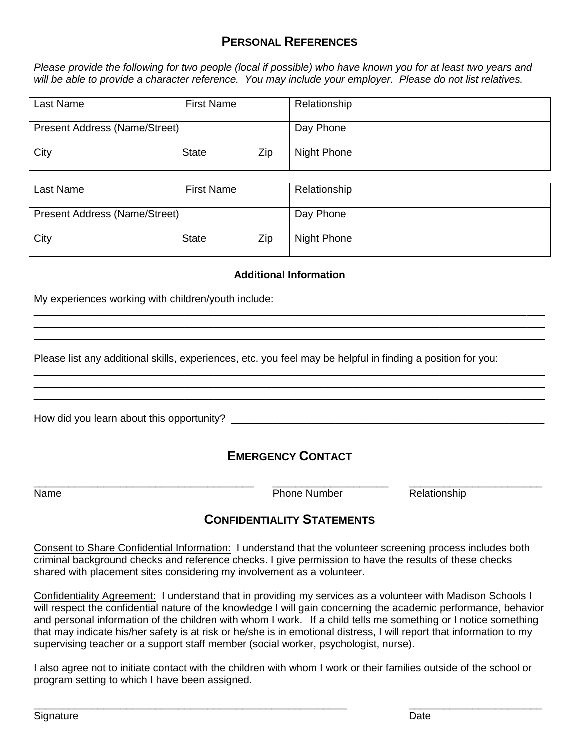## Personal References

*Please provide the following for two people (local if possible) who have known you for at least two years and will be able to provide a character reference. You may include your employer. Please do not list relatives.*

| | |
|---|---|
| Last Name First Name | Relationship |
| Present Address (Name/Street) | Day Phone |
| City State Zip | Night Phone |

| | |
|---|---|
| Last Name First Name | Relationship |
| Present Address (Name/Street) | Day Phone |
| City State Zip | Night Phone |

### Additional Information

My experiences working with children/youth include:

______________________________________________________________________________________

______________________________________________________________________________________

______________________________________________________________________________________

Please list any additional skills, experiences, etc. you feel may be helpful in finding a position for you:

______________________________________________________________________________________

______________________________________________________________________________________

______________________________________________________________________________________

How did you learn about this opportunity? ___________________________________________________

## Emergency Contact

_________________________________ _________________ ____________________

Name Phone Number Relationship

## Confidentiality Statements

Consent to Share Confidential Information: I understand that the volunteer screening process includes both criminal background checks and reference checks. I give permission to have the results of these checks shared with placement sites considering my involvement as a volunteer.

Confidentiality Agreement: I understand that in providing my services as a volunteer with Madison Schools I will respect the confidential nature of the knowledge I will gain concerning the academic performance, behavior and personal information of the children with whom I work. If a child tells me something or I notice something that may indicate his/her safety is at risk or he/she is in emotional distress, I will report that information to my supervising teacher or a support staff member (social worker, psychologist, nurse).

I also agree not to initiate contact with the children with whom I work or their families outside of the school or program setting to which I have been assigned.

_____________________________________________ ____________________

Signature Date